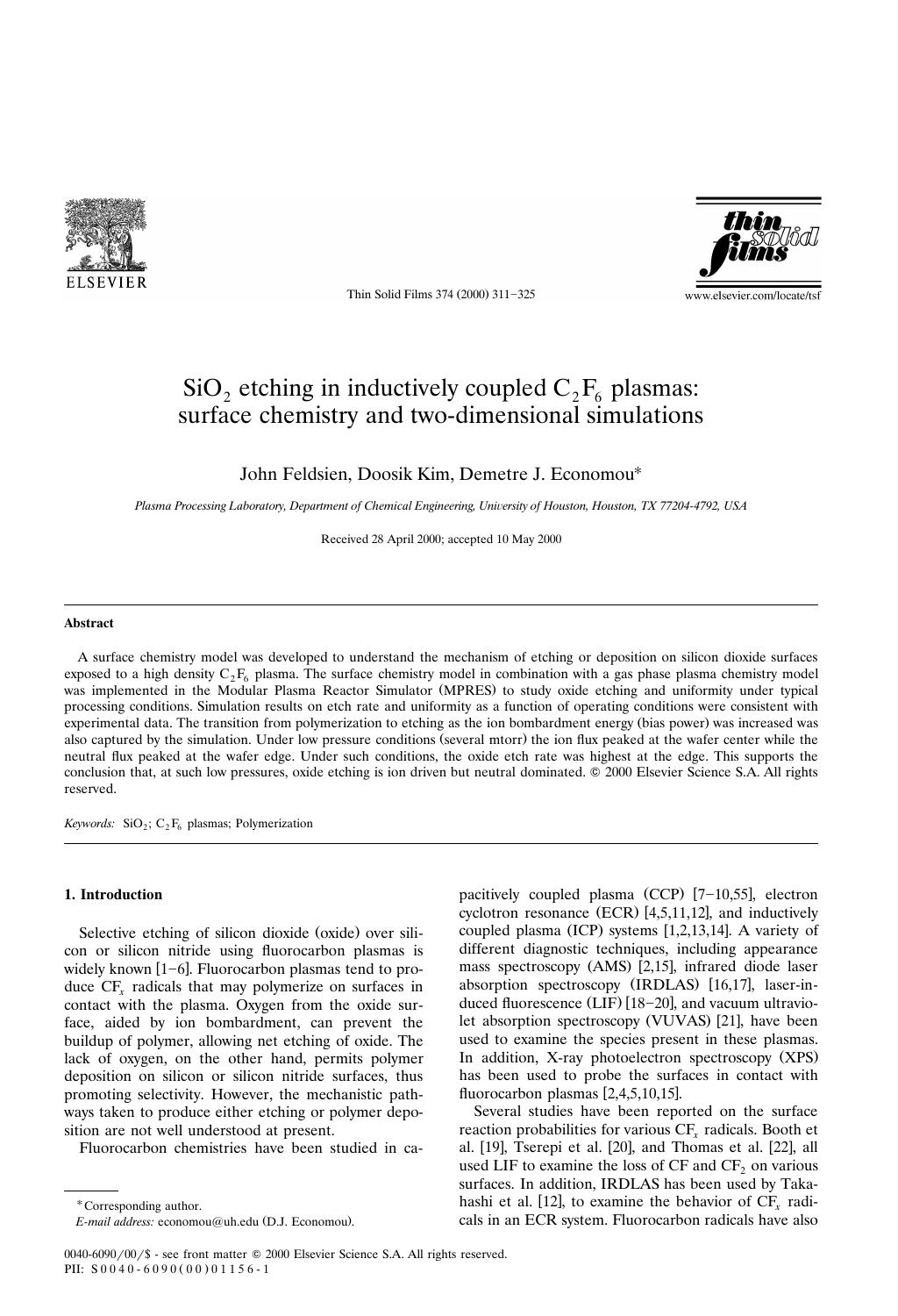# $SiO_2$ etching in inductively coupled $C_2F_6$ plasmas: surface chemistry and two-dimensional simulations

John Feldsien, Doosik Kim, Demetre J. Economou*

*Plasma Processing Laboratory, Department of Chemical Engineering, University of Houston, Houston, TX 77204-4792, USA*

Received 28 April 2000; accepted 10 May 2000

---

### Abstract

A surface chemistry model was developed to understand the mechanism of etching or deposition on silicon dioxide surfaces exposed to a high density $C_2F_6$ plasma. The surface chemistry model in combination with a gas phase plasma chemistry model was implemented in the Modular Plasma Reactor Simulator (MPRES) to study oxide etching and uniformity under typical processing conditions. Simulation results on etch rate and uniformity as a function of operating conditions were consistent with experimental data. The transition from polymerization to etching as the ion bombardment energy (bias power) was increased was also captured by the simulation. Under low pressure conditions (several mtorr) the ion flux peaked at the wafer center while the neutral flux peaked at the wafer edge. Under such conditions, the oxide etch rate was highest at the edge. This supports the conclusion that, at such low pressures, oxide etching is ion driven but neutral dominated. © 2000 Elsevier Science S.A. All rights reserved.

*Keywords:* $SiO_2$; $C_2F_6$ plasmas; Polymerization

---

## 1. Introduction

Selective etching of silicon dioxide (oxide) over silicon or silicon nitride using fluorocarbon plasmas is widely known [1–6]. Fluorocarbon plasmas tend to produce $CF_x$ radicals that may polymerize on surfaces in contact with the plasma. Oxygen from the oxide surface, aided by ion bombardment, can prevent the buildup of polymer, allowing net etching of oxide. The lack of oxygen, on the other hand, permits polymer deposition on silicon or silicon nitride surfaces, thus promoting selectivity. However, the mechanistic pathways taken to produce either etching or polymer deposition are not well understood at present.

Fluorocarbon chemistries have been studied in capacitively coupled plasma (CCP) [7–10,55], electron cyclotron resonance (ECR) [4,5,11,12], and inductively coupled plasma (ICP) systems [1,2,13,14]. A variety of different diagnostic techniques, including appearance mass spectroscopy (AMS) [2,15], infrared diode laser absorption spectroscopy (IRDLAS) [16,17], laser-induced fluorescence (LIF) [18–20], and vacuum ultraviolet absorption spectroscopy (VUVAS) [21], have been used to examine the species present in these plasmas. In addition, X-ray photoelectron spectroscopy (XPS) has been used to probe the surfaces in contact with fluorocarbon plasmas [2,4,5,10,15].

Several studies have been reported on the surface reaction probabilities for various $CF_x$ radicals. Booth et al. [19], Tserepi et al. [20], and Thomas et al. [22], all used LIF to examine the loss of CF and $CF_2$ on various surfaces. In addition, IRDLAS has been used by Takahashi et al. [12], to examine the behavior of $CF_x$ radicals in an ECR system. Fluorocarbon radicals have also

---

*Corresponding author.

*E-mail address:* economou@uh.edu (D.J. Economou).

0040-6090/00/$ - see front matter © 2000 Elsevier Science S.A. All rights reserved.
PII: S0040-6090(00)01156-1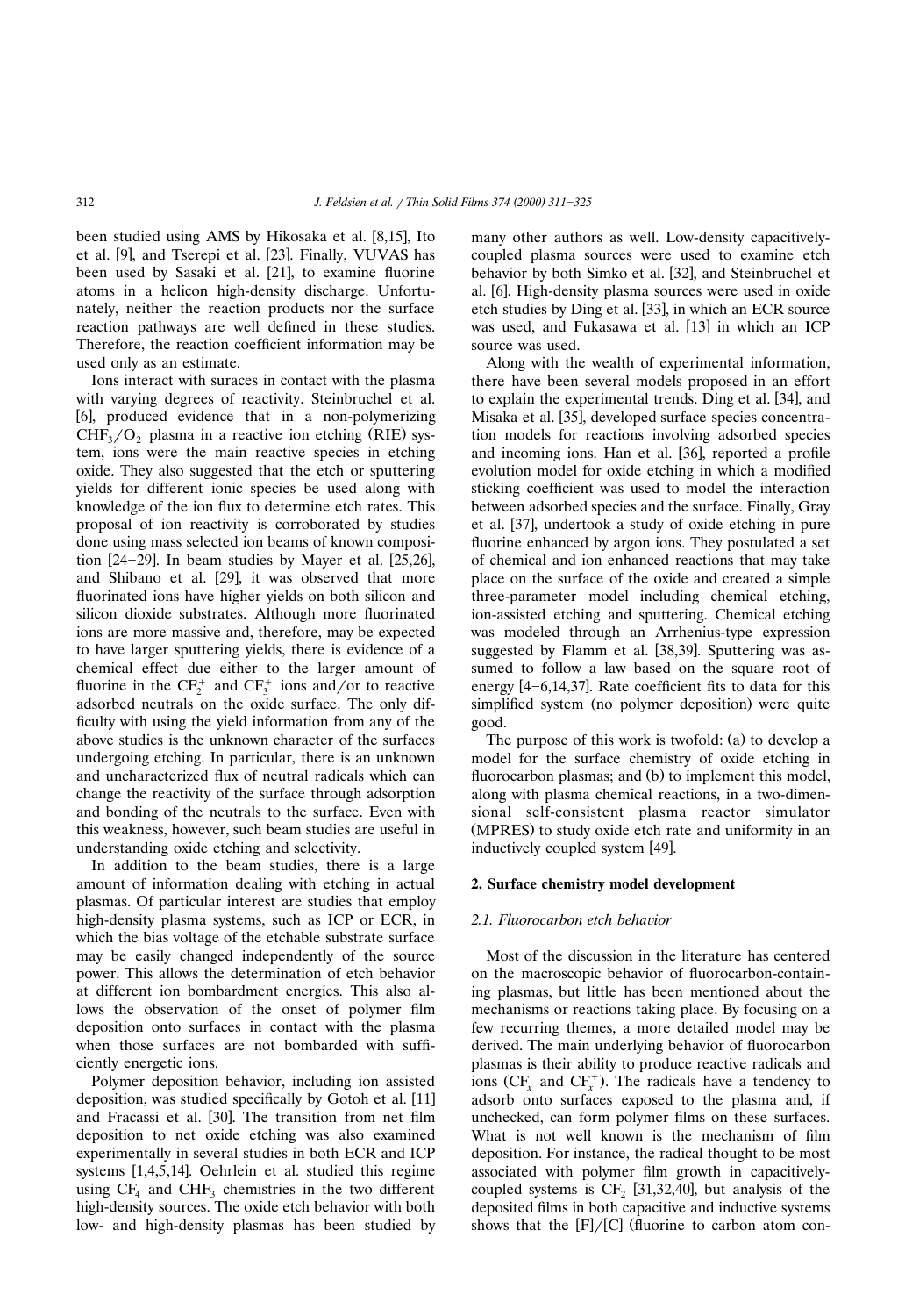been studied using AMS by Hikosaka et al. [8,15], Ito et al. [9], and Tserepi et al. [23]. Finally, VUVAS has been used by Sasaki et al. [21], to examine fluorine atoms in a helicon high-density discharge. Unfortunately, neither the reaction products nor the surface reaction pathways are well defined in these studies. Therefore, the reaction coefficient information may be used only as an estimate.

Ions interact with suraces in contact with the plasma with varying degrees of reactivity. Steinbruchel et al. [6], produced evidence that in a non-polymerizing $CHF_3/O_2$ plasma in a reactive ion etching (RIE) system, ions were the main reactive species in etching oxide. They also suggested that the etch or sputtering yields for different ionic species be used along with knowledge of the ion flux to determine etch rates. This proposal of ion reactivity is corroborated by studies done using mass selected ion beams of known composition [24–29]. In beam studies by Mayer et al. [25,26], and Shibano et al. [29], it was observed that more fluorinated ions have higher yields on both silicon and silicon dioxide substrates. Although more fluorinated ions are more massive and, therefore, may be expected to have larger sputtering yields, there is evidence of a chemical effect due either to the larger amount of fluorine in the $CF_2^+$ and $CF_3^+$ ions and/or to reactive adsorbed neutrals on the oxide surface. The only difficulty with using the yield information from any of the above studies is the unknown character of the surfaces undergoing etching. In particular, there is an unknown and uncharacterized flux of neutral radicals which can change the reactivity of the surface through adsorption and bonding of the neutrals to the surface. Even with this weakness, however, such beam studies are useful in understanding oxide etching and selectivity.

In addition to the beam studies, there is a large amount of information dealing with etching in actual plasmas. Of particular interest are studies that employ high-density plasma systems, such as ICP or ECR, in which the bias voltage of the etchable substrate surface may be easily changed independently of the source power. This allows the determination of etch behavior at different ion bombardment energies. This also allows the observation of the onset of polymer film deposition onto surfaces in contact with the plasma when those surfaces are not bombarded with sufficiently energetic ions.

Polymer deposition behavior, including ion assisted deposition, was studied specifically by Gotoh et al. [11] and Fracassi et al. [30]. The transition from net film deposition to net oxide etching was also examined experimentally in several studies in both ECR and ICP systems [1,4,5,14]. Oehrlein et al. studied this regime using $CF_4$ and $CHF_3$ chemistries in the two different high-density sources. The oxide etch behavior with both low- and high-density plasmas has been studied by many other authors as well. Low-density capacitively-coupled plasma sources were used to examine etch behavior by both Simko et al. [32], and Steinbruchel et al. [6]. High-density plasma sources were used in oxide etch studies by Ding et al. [33], in which an ECR source was used, and Fukasawa et al. [13] in which an ICP source was used.

Along with the wealth of experimental information, there have been several models proposed in an effort to explain the experimental trends. Ding et al. [34], and Misaka et al. [35], developed surface species concentration models for reactions involving adsorbed species and incoming ions. Han et al. [36], reported a profile evolution model for oxide etching in which a modified sticking coefficient was used to model the interaction between adsorbed species and the surface. Finally, Gray et al. [37], undertook a study of oxide etching in pure fluorine enhanced by argon ions. They postulated a set of chemical and ion enhanced reactions that may take place on the surface of the oxide and created a simple three-parameter model including chemical etching, ion-assisted etching and sputtering. Chemical etching was modeled through an Arrhenius-type expression suggested by Flamm et al. [38,39]. Sputtering was assumed to follow a law based on the square root of energy [4–6,14,37]. Rate coefficient fits to data for this simplified system (no polymer deposition) were quite good.

The purpose of this work is twofold: (a) to develop a model for the surface chemistry of oxide etching in fluorocarbon plasmas; and (b) to implement this model, along with plasma chemical reactions, in a two-dimensional self-consistent plasma reactor simulator (MPRES) to study oxide etch rate and uniformity in an inductively coupled system [49].

## 2. Surface chemistry model development

### 2.1. Fluorocarbon etch behavior

Most of the discussion in the literature has centered on the macroscopic behavior of fluorocarbon-containing plasmas, but little has been mentioned about the mechanisms or reactions taking place. By focusing on a few recurring themes, a more detailed model may be derived. The main underlying behavior of fluorocarbon plasmas is their ability to produce reactive radicals and ions ($CF_x$ and $CF_x^+$). The radicals have a tendency to adsorb onto surfaces exposed to the plasma and, if unchecked, can form polymer films on these surfaces. What is not well known is the mechanism of film deposition. For instance, the radical thought to be most associated with polymer film growth in capacitively-coupled systems is $CF_2$ [31,32,40], but analysis of the deposited films in both capacitive and inductive systems shows that the [F]/[C] (fluorine to carbon atom con-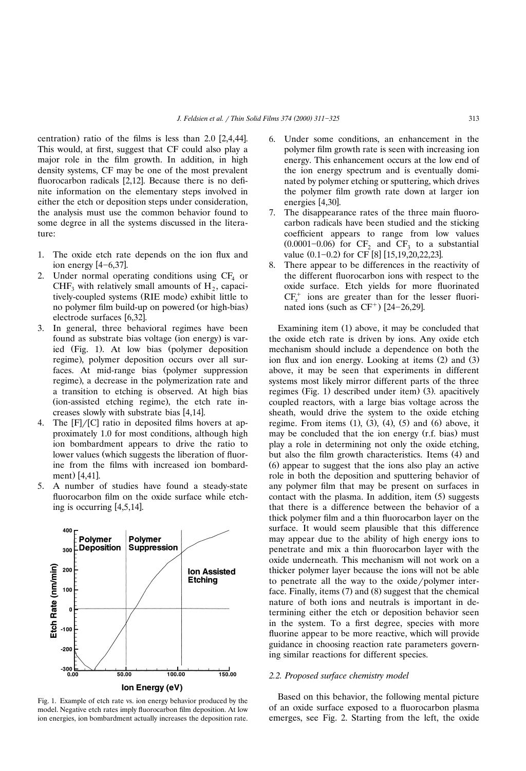centration) ratio of the films is less than 2.0 [2,4,44]. This would, at first, suggest that CF could also play a major role in the film growth. In addition, in high density systems, CF may be one of the most prevalent fluorocarbon radicals [2,12]. Because there is no definite information on the elementary steps involved in either the etch or deposition steps under consideration, the analysis must use the common behavior found to some degree in all the systems discussed in the literature:

1. The oxide etch rate depends on the ion flux and ion energy [4–6,37].
2. Under normal operating conditions using $CF_4$ or $CHF_3$ with relatively small amounts of $H_2$, capacitively-coupled systems (RIE mode) exhibit little to no polymer film build-up on powered (or high-bias) electrode surfaces [6,32].
3. In general, three behavioral regimes have been found as substrate bias voltage (ion energy) is varied (Fig. 1). At low bias (polymer deposition regime), polymer deposition occurs over all surfaces. At mid-range bias (polymer suppression regime), a decrease in the polymerization rate and a transition to etching is observed. At high bias (ion-assisted etching regime), the etch rate increases slowly with substrate bias [4,14].
4. The [F]/[C] ratio in deposited films hovers at approximately 1.0 for most conditions, although high ion bombardment appears to drive the ratio to lower values (which suggests the liberation of fluorine from the films with increased ion bombardment) [4,41].
5. A number of studies have found a steady-state fluorocarbon film on the oxide surface while etching is occurring [4,5,14].
6. Under some conditions, an enhancement in the polymer film growth rate is seen with increasing ion energy. This enhancement occurs at the low end of the ion energy spectrum and is eventually dominated by polymer etching or sputtering, which drives the polymer film growth rate down at larger ion energies [4,30].
7. The disappearance rates of the three main fluorocarbon radicals have been studied and the sticking coefficient appears to range from low values (0.0001–0.06) for $CF_2$ and $CF_3$ to a substantial value (0.1–0.2) for CF [8] [15,19,20,22,23].
8. There appear to be differences in the reactivity of the different fluorocarbon ions with respect to the oxide surface. Etch yields for more fluorinated $CF_x^+$ ions are greater than for the lesser fluorinated ions (such as $CF^+$) [24–26,29].

Fig. 1. Example of etch rate vs. ion energy behavior produced by the model. Negative etch rates imply fluorocarbon film deposition. At low ion energies, ion bombardment actually increases the deposition rate.

Examining item (1) above, it may be concluded that the oxide etch rate is driven by ions. Any oxide etch mechanism should include a dependence on both the ion flux and ion energy. Looking at items (2) and (3) above, it may be seen that experiments in different systems most likely mirror different parts of the three regimes (Fig. 1) described under item) (3). apacitively coupled reactors, with a large bias voltage across the sheath, would drive the system to the oxide etching regime. From items (1), (3), (4), (5) and (6) above, it may be concluded that the ion energy (r.f. bias) must play a role in determining not only the oxide etching, but also the film growth characteristics. Items (4) and (6) appear to suggest that the ions also play an active role in both the deposition and sputtering behavior of any polymer film that may be present on surfaces in contact with the plasma. In addition, item (5) suggests that there is a difference between the behavior of a thick polymer film and a thin fluorocarbon layer on the surface. It would seem plausible that this difference may appear due to the ability of high energy ions to penetrate and mix a thin fluorocarbon layer with the oxide underneath. This mechanism will not work on a thicker polymer layer because the ions will not be able to penetrate all the way to the oxide/polymer interface. Finally, items (7) and (8) suggest that the chemical nature of both ions and neutrals is important in determining either the etch or deposition behavior seen in the system. To a first degree, species with more fluorine appear to be more reactive, which will provide guidance in choosing reaction rate parameters governing similar reactions for different species.

### 2.2. Proposed surface chemistry model

Based on this behavior, the following mental picture of an oxide surface exposed to a fluorocarbon plasma emerges, see Fig. 2. Starting from the left, the oxide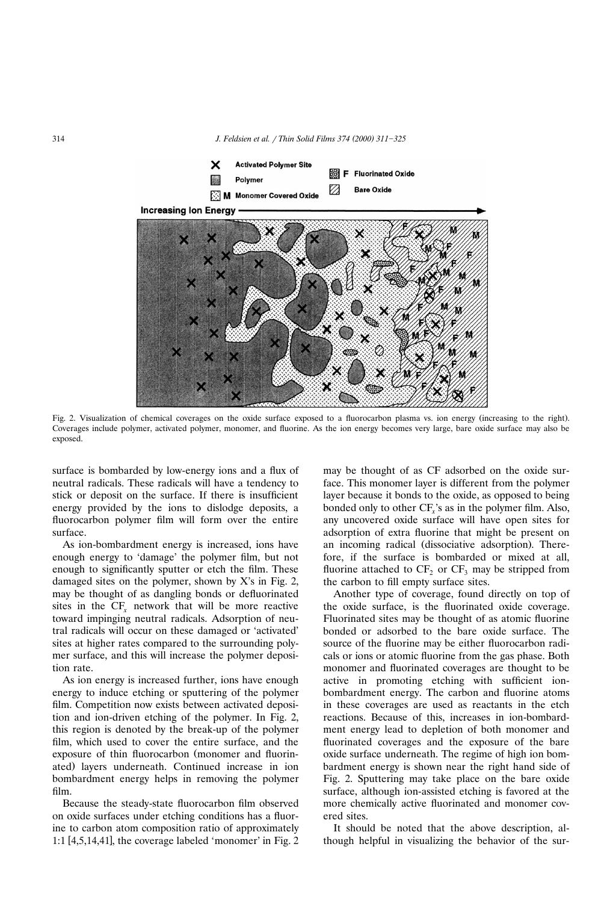Fig. 2. Visualization of chemical coverages on the oxide surface exposed to a fluorocarbon plasma vs. ion energy (increasing to the right). Coverages include polymer, activated polymer, monomer, and fluorine. As the ion energy becomes very large, bare oxide surface may also be exposed.

surface is bombarded by low-energy ions and a flux of neutral radicals. These radicals will have a tendency to stick or deposit on the surface. If there is insufficient energy provided by the ions to dislodge deposits, a fluorocarbon polymer film will form over the entire surface.

As ion-bombardment energy is increased, ions have enough energy to 'damage' the polymer film, but not enough to significantly sputter or etch the film. These damaged sites on the polymer, shown by X's in Fig. 2, may be thought of as dangling bonds or defluorinated sites in the $CF_x$ network that will be more reactive toward impinging neutral radicals. Adsorption of neutral radicals will occur on these damaged or 'activated' sites at higher rates compared to the surrounding polymer surface, and this will increase the polymer deposition rate.

As ion energy is increased further, ions have enough energy to induce etching or sputtering of the polymer film. Competition now exists between activated deposition and ion-driven etching of the polymer. In Fig. 2, this region is denoted by the break-up of the polymer film, which used to cover the entire surface, and the exposure of thin fluorocarbon (monomer and fluorinated) layers underneath. Continued increase in ion bombardment energy helps in removing the polymer film.

Because the steady-state fluorocarbon film observed on oxide surfaces under etching conditions has a fluorine to carbon atom composition ratio of approximately 1:1 [4,5,14,41], the coverage labeled 'monomer' in Fig. 2 may be thought of as CF adsorbed on the oxide surface. This monomer layer is different from the polymer layer because it bonds to the oxide, as opposed to being bonded only to other $CF_x$'s as in the polymer film. Also, any uncovered oxide surface will have open sites for adsorption of extra fluorine that might be present on an incoming radical (dissociative adsorption). Therefore, if the surface is bombarded or mixed at all, fluorine attached to $CF_2$ or $CF_3$ may be stripped from the carbon to fill empty surface sites.

Another type of coverage, found directly on top of the oxide surface, is the fluorinated oxide coverage. Fluorinated sites may be thought of as atomic fluorine bonded or adsorbed to the bare oxide surface. The source of the fluorine may be either fluorocarbon radicals or ions or atomic fluorine from the gas phase. Both monomer and fluorinated coverages are thought to be active in promoting etching with sufficient ion-bombardment energy. The carbon and fluorine atoms in these coverages are used as reactants in the etch reactions. Because of this, increases in ion-bombardment energy lead to depletion of both monomer and fluorinated coverages and the exposure of the bare oxide surface underneath. The regime of high ion bombardment energy is shown near the right hand side of Fig. 2. Sputtering may take place on the bare oxide surface, although ion-assisted etching is favored at the more chemically active fluorinated and monomer covered sites.

It should be noted that the above description, although helpful in visualizing the behavior of the sur-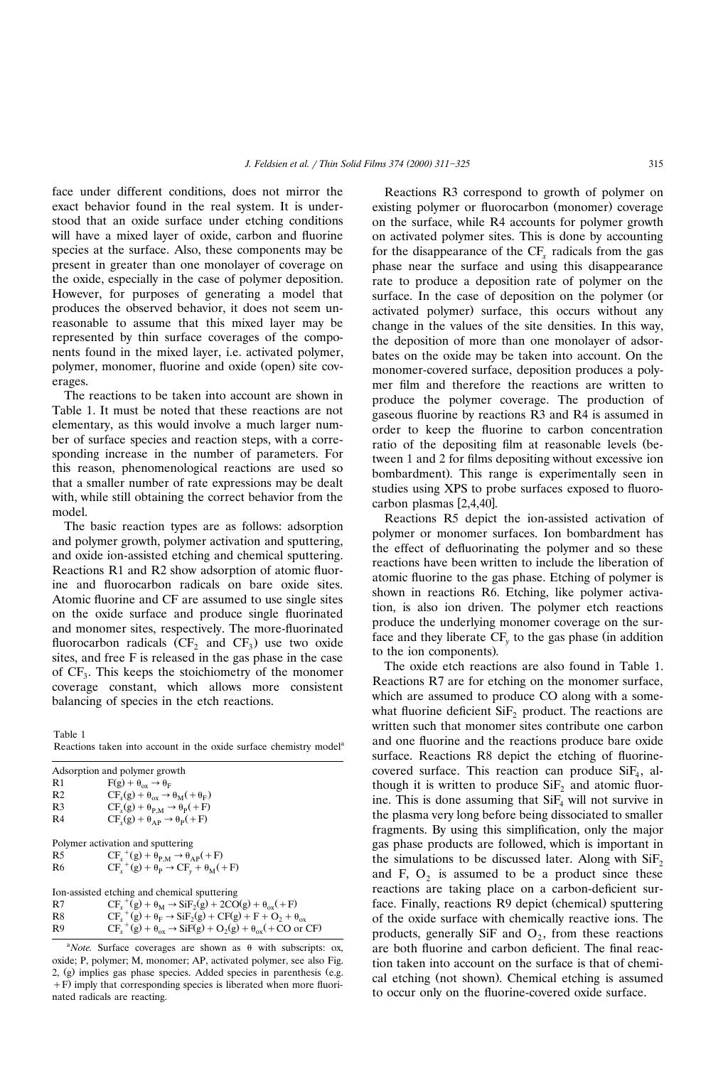face under different conditions, does not mirror the exact behavior found in the real system. It is understood that an oxide surface under etching conditions will have a mixed layer of oxide, carbon and fluorine species at the surface. Also, these components may be present in greater than one monolayer of coverage on the oxide, especially in the case of polymer deposition. However, for purposes of generating a model that produces the observed behavior, it does not seem unreasonable to assume that this mixed layer may be represented by thin surface coverages of the components found in the mixed layer, i.e. activated polymer, polymer, monomer, fluorine and oxide (open) site coverages.

The reactions to be taken into account are shown in Table 1. It must be noted that these reactions are not elementary, as this would involve a much larger number of surface species and reaction steps, with a corresponding increase in the number of parameters. For this reason, phenomenological reactions are used so that a smaller number of rate expressions may be dealt with, while still obtaining the correct behavior from the model.

The basic reaction types are as follows: adsorption and polymer growth, polymer activation and sputtering, and oxide ion-assisted etching and chemical sputtering. Reactions R1 and R2 show adsorption of atomic fluorine and fluorocarbon radicals on bare oxide sites. Atomic fluorine and CF are assumed to use single sites on the oxide surface and produce single fluorinated and monomer sites, respectively. The more-fluorinated fluorocarbon radicals ($CF_2$ and $CF_3$) use two oxide sites, and free F is released in the gas phase in the case of $CF_3$. This keeps the stoichiometry of the monomer coverage constant, which allows more consistent balancing of species in the etch reactions.

Table 1
Reactions taken into account in the oxide surface chemistry model[a]

| | |
|---|---|
| *Adsorption and polymer growth* | |
| R1 | $F(g) + \theta_{ox} \rightarrow \theta_F$ |
| R2 | $CF_x(g) + \theta_{ox} \rightarrow \theta_M (+\theta_F)$ |
| R3 | $CF_x(g) + \theta_{P,M} \rightarrow \theta_P (+F)$ |
| R4 | $CF_x(g) + \theta_{AP} \rightarrow \theta_P (+F)$ |
| *Polymer activation and sputtering* | |
| R5 | $CF_x^+(g) + \theta_{P,M} \rightarrow \theta_{AP} (+F)$ |
| R6 | $CF_x^+(g) + \theta_P \rightarrow CF_y + \theta_M (+F)$ |
| *Ion-assisted etching and chemical sputtering* | |
| R7 | $CF_x^+(g) + \theta_M \rightarrow SiF_2(g) + 2CO(g) + \theta_{ox} (+F)$ |
| R8 | $CF_x^+(g) + \theta_F \rightarrow SiF_2(g) + CF(g) + F + O_2 + \theta_{ox}$ |
| R9 | $CF_x^+(g) + \theta_{ox} \rightarrow SiF(g) + O_2(g) + \theta_{ox} (+CO \text{ or } CF)$ |

[a]*Note.* Surface coverages are shown as θ with subscripts: ox, oxide; P, polymer; M, monomer; AP, activated polymer, see also Fig. 2, (g) implies gas phase species. Added species in parenthesis (e.g. +F) imply that corresponding species is liberated when more fluorinated radicals are reacting.

Reactions R3 correspond to growth of polymer on existing polymer or fluorocarbon (monomer) coverage on the surface, while R4 accounts for polymer growth on activated polymer sites. This is done by accounting for the disappearance of the $CF_x$ radicals from the gas phase near the surface and using this disappearance rate to produce a deposition rate of polymer on the surface. In the case of deposition on the polymer (or activated polymer) surface, this occurs without any change in the values of the site densities. In this way, the deposition of more than one monolayer of adsorbates on the oxide may be taken into account. On the monomer-covered surface, deposition produces a polymer film and therefore the reactions are written to produce the polymer coverage. The production of gaseous fluorine by reactions R3 and R4 is assumed in order to keep the fluorine to carbon concentration ratio of the depositing film at reasonable levels (between 1 and 2 for films depositing without excessive ion bombardment). This range is experimentally seen in studies using XPS to probe surfaces exposed to fluorocarbon plasmas [2,4,40].

Reactions R5 depict the ion-assisted activation of polymer or monomer surfaces. Ion bombardment has the effect of defluorinating the polymer and so these reactions have been written to include the liberation of atomic fluorine to the gas phase. Etching of polymer is shown in reactions R6. Etching, like polymer activation, is also ion driven. The polymer etch reactions produce the underlying monomer coverage on the surface and they liberate $CF_y$ to the gas phase (in addition to the ion components).

The oxide etch reactions are also found in Table 1. Reactions R7 are for etching on the monomer surface, which are assumed to produce CO along with a somewhat fluorine deficient $SiF_2$ product. The reactions are written such that monomer sites contribute one carbon and one fluorine and the reactions produce bare oxide surface. Reactions R8 depict the etching of fluorine-covered surface. This reaction can produce $SiF_4$, although it is written to produce $SiF_2$ and atomic fluorine. This is done assuming that $SiF_4$ will not survive in the plasma very long before being dissociated to smaller fragments. By using this simplification, only the major gas phase products are followed, which is important in the simulations to be discussed later. Along with $SiF_2$ and F, $O_2$ is assumed to be a product since these reactions are taking place on a carbon-deficient surface. Finally, reactions R9 depict (chemical) sputtering of the oxide surface with chemically reactive ions. The products, generally SiF and $O_2$, from these reactions are both fluorine and carbon deficient. The final reaction taken into account on the surface is that of chemical etching (not shown). Chemical etching is assumed to occur only on the fluorine-covered oxide surface.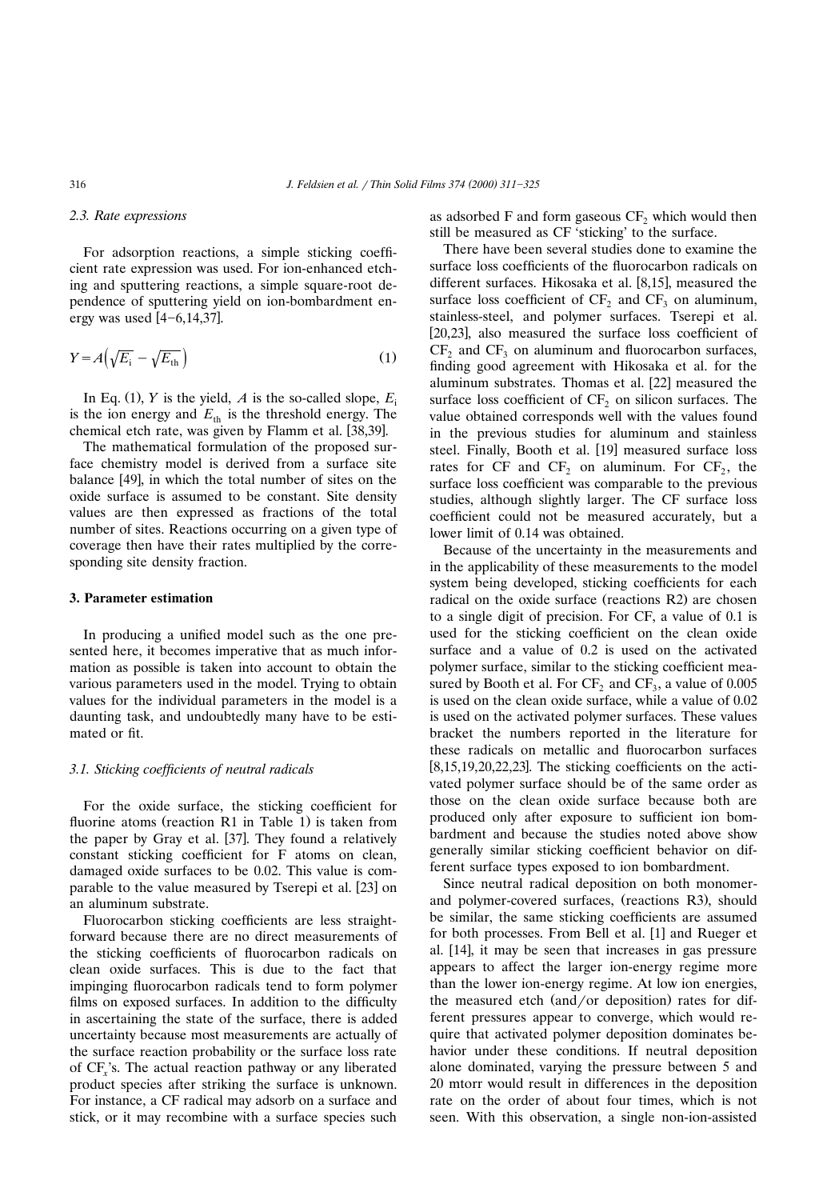### 2.3. Rate expressions

For adsorption reactions, a simple sticking coefficient rate expression was used. For ion-enhanced etching and sputtering reactions, a simple square-root dependence of sputtering yield on ion-bombardment energy was used [4–6,14,37].

$$Y = A\left(\sqrt{E_{\mathrm{i}}} - \sqrt{E_{\mathrm{th}}}\right) \tag{1}$$

In Eq. (1), $Y$ is the yield, $A$ is the so-called slope, $E_{\mathrm{i}}$ is the ion energy and $E_{\mathrm{th}}$ is the threshold energy. The chemical etch rate, was given by Flamm et al. [38,39].

The mathematical formulation of the proposed surface chemistry model is derived from a surface site balance [49], in which the total number of sites on the oxide surface is assumed to be constant. Site density values are then expressed as fractions of the total number of sites. Reactions occurring on a given type of coverage then have their rates multiplied by the corresponding site density fraction.

## 3. Parameter estimation

In producing a unified model such as the one presented here, it becomes imperative that as much information as possible is taken into account to obtain the various parameters used in the model. Trying to obtain values for the individual parameters in the model is a daunting task, and undoubtedly many have to be estimated or fit.

### 3.1. Sticking coefficients of neutral radicals

For the oxide surface, the sticking coefficient for fluorine atoms (reaction R1 in Table 1) is taken from the paper by Gray et al. [37]. They found a relatively constant sticking coefficient for F atoms on clean, damaged oxide surfaces to be 0.02. This value is comparable to the value measured by Tserepi et al. [23] on an aluminum substrate.

Fluorocarbon sticking coefficients are less straightforward because there are no direct measurements of the sticking coefficients of fluorocarbon radicals on clean oxide surfaces. This is due to the fact that impinging fluorocarbon radicals tend to form polymer films on exposed surfaces. In addition to the difficulty in ascertaining the state of the surface, there is added uncertainty because most measurements are actually of the surface reaction probability or the surface loss rate of $CF_x$'s. The actual reaction pathway or any liberated product species after striking the surface is unknown. For instance, a CF radical may adsorb on a surface and stick, or it may recombine with a surface species such as adsorbed F and form gaseous $CF_2$ which would then still be measured as CF 'sticking' to the surface.

There have been several studies done to examine the surface loss coefficients of the fluorocarbon radicals on different surfaces. Hikosaka et al. [8,15], measured the surface loss coefficient of $CF_2$ and $CF_3$ on aluminum, stainless-steel, and polymer surfaces. Tserepi et al. [20,23], also measured the surface loss coefficient of $CF_2$ and $CF_3$ on aluminum and fluorocarbon surfaces, finding good agreement with Hikosaka et al. for the aluminum substrates. Thomas et al. [22] measured the surface loss coefficient of $CF_2$ on silicon surfaces. The value obtained corresponds well with the values found in the previous studies for aluminum and stainless steel. Finally, Booth et al. [19] measured surface loss rates for CF and $CF_2$ on aluminum. For $CF_2$, the surface loss coefficient was comparable to the previous studies, although slightly larger. The CF surface loss coefficient could not be measured accurately, but a lower limit of 0.14 was obtained.

Because of the uncertainty in the measurements and in the applicability of these measurements to the model system being developed, sticking coefficients for each radical on the oxide surface (reactions R2) are chosen to a single digit of precision. For CF, a value of 0.1 is used for the sticking coefficient on the clean oxide surface and a value of 0.2 is used on the activated polymer surface, similar to the sticking coefficient measured by Booth et al. For $CF_2$ and $CF_3$, a value of 0.005 is used on the clean oxide surface, while a value of 0.02 is used on the activated polymer surfaces. These values bracket the numbers reported in the literature for these radicals on metallic and fluorocarbon surfaces [8,15,19,20,22,23]. The sticking coefficients on the activated polymer surface should be of the same order as those on the clean oxide surface because both are produced only after exposure to sufficient ion bombardment and because the studies noted above show generally similar sticking coefficient behavior on different surface types exposed to ion bombardment.

Since neutral radical deposition on both monomer- and polymer-covered surfaces, (reactions R3), should be similar, the same sticking coefficients are assumed for both processes. From Bell et al. [1] and Rueger et al. [14], it may be seen that increases in gas pressure appears to affect the larger ion-energy regime more than the lower ion-energy regime. At low ion energies, the measured etch (and/or deposition) rates for different pressures appear to converge, which would require that activated polymer deposition dominates behavior under these conditions. If neutral deposition alone dominated, varying the pressure between 5 and 20 mtorr would result in differences in the deposition rate on the order of about four times, which is not seen. With this observation, a single non-ion-assisted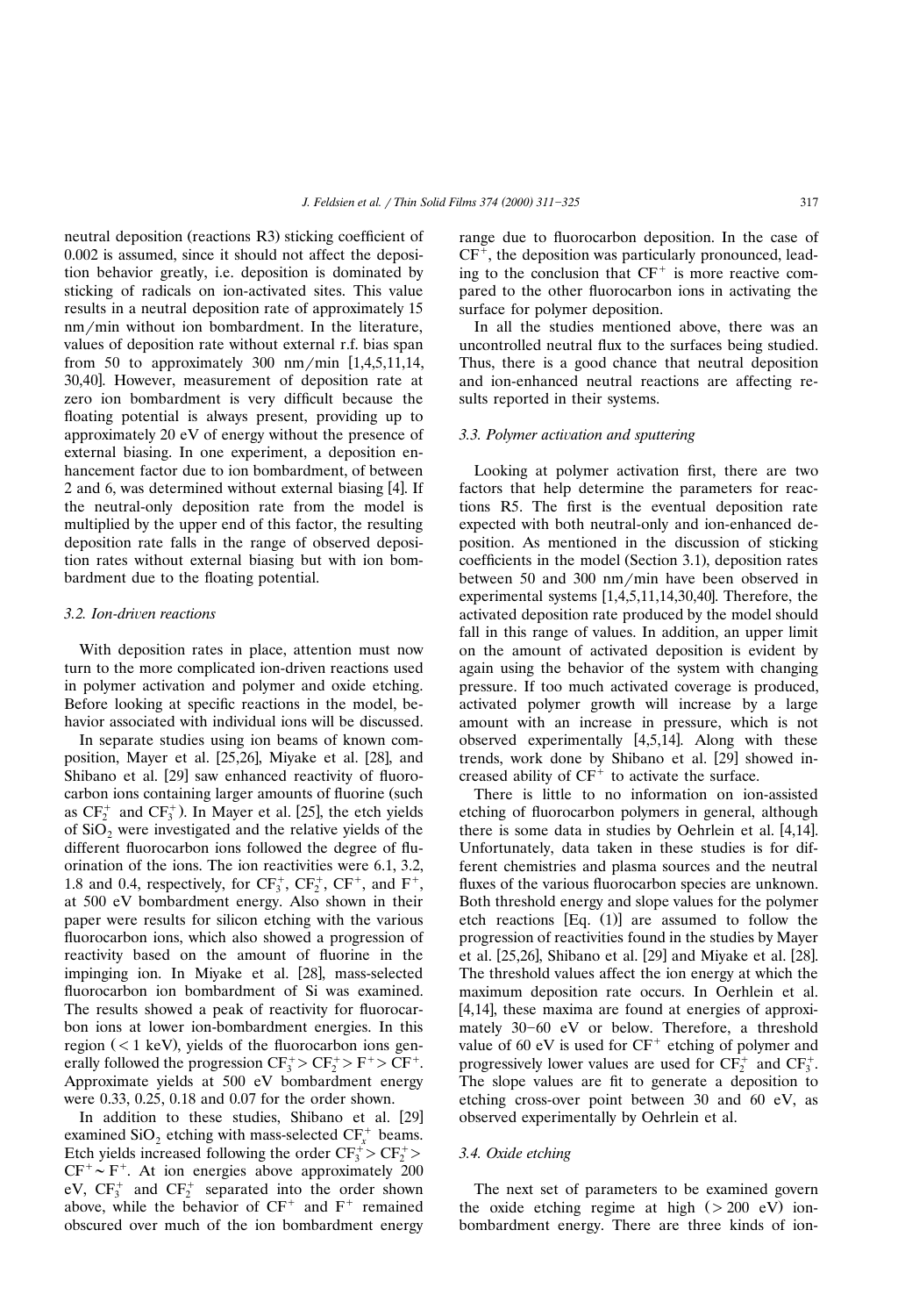neutral deposition (reactions R3) sticking coefficient of 0.002 is assumed, since it should not affect the deposition behavior greatly, i.e. deposition is dominated by sticking of radicals on ion-activated sites. This value results in a neutral deposition rate of approximately 15 nm/min without ion bombardment. In the literature, values of deposition rate without external r.f. bias span from 50 to approximately 300 nm/min [1,4,5,11,14, 30,40]. However, measurement of deposition rate at zero ion bombardment is very difficult because the floating potential is always present, providing up to approximately 20 eV of energy without the presence of external biasing. In one experiment, a deposition enhancement factor due to ion bombardment, of between 2 and 6, was determined without external biasing [4]. If the neutral-only deposition rate from the model is multiplied by the upper end of this factor, the resulting deposition rate falls in the range of observed deposition rates without external biasing but with ion bombardment due to the floating potential.

### 3.2. Ion-driven reactions

With deposition rates in place, attention must now turn to the more complicated ion-driven reactions used in polymer activation and polymer and oxide etching. Before looking at specific reactions in the model, behavior associated with individual ions will be discussed.

In separate studies using ion beams of known composition, Mayer et al. [25,26], Miyake et al. [28], and Shibano et al. [29] saw enhanced reactivity of fluorocarbon ions containing larger amounts of fluorine (such as $CF_2^+$ and $CF_3^+$). In Mayer et al. [25], the etch yields of $SiO_2$ were investigated and the relative yields of the different fluorocarbon ions followed the degree of fluorination of the ions. The ion reactivities were 6.1, 3.2, 1.8 and 0.4, respectively, for $CF_3^+$, $CF_2^+$, $CF^+$, and $F^+$, at 500 eV bombardment energy. Also shown in their paper were results for silicon etching with the various fluorocarbon ions, which also showed a progression of reactivity based on the amount of fluorine in the impinging ion. In Miyake et al. [28], mass-selected fluorocarbon ion bombardment of Si was examined. The results showed a peak of reactivity for fluorocarbon ions at lower ion-bombardment energies. In this region (< 1 keV), yields of the fluorocarbon ions generally followed the progression $CF_3^+ > CF_2^+ > F^+ > CF^+$. Approximate yields at 500 eV bombardment energy were 0.33, 0.25, 0.18 and 0.07 for the order shown.

In addition to these studies, Shibano et al. [29] examined $SiO_2$ etching with mass-selected $CF_x^+$ beams. Etch yields increased following the order $CF_3^+ > CF_2^+ > CF^+ \sim F^+$. At ion energies above approximately 200 eV, $CF_3^+$ and $CF_2^+$ separated into the order shown above, while the behavior of $CF^+$ and $F^+$ remained obscured over much of the ion bombardment energy range due to fluorocarbon deposition. In the case of $CF^+$, the deposition was particularly pronounced, leading to the conclusion that $CF^+$ is more reactive compared to the other fluorocarbon ions in activating the surface for polymer deposition.

In all the studies mentioned above, there was an uncontrolled neutral flux to the surfaces being studied. Thus, there is a good chance that neutral deposition and ion-enhanced neutral reactions are affecting results reported in their systems.

### 3.3. Polymer activation and sputtering

Looking at polymer activation first, there are two factors that help determine the parameters for reactions R5. The first is the eventual deposition rate expected with both neutral-only and ion-enhanced deposition. As mentioned in the discussion of sticking coefficients in the model (Section 3.1), deposition rates between 50 and 300 nm/min have been observed in experimental systems [1,4,5,11,14,30,40]. Therefore, the activated deposition rate produced by the model should fall in this range of values. In addition, an upper limit on the amount of activated deposition is evident by again using the behavior of the system with changing pressure. If too much activated coverage is produced, activated polymer growth will increase by a large amount with an increase in pressure, which is not observed experimentally [4,5,14]. Along with these trends, work done by Shibano et al. [29] showed increased ability of $CF^+$ to activate the surface.

There is little to no information on ion-assisted etching of fluorocarbon polymers in general, although there is some data in studies by Oehrlein et al. [4,14]. Unfortunately, data taken in these studies is for different chemistries and plasma sources and the neutral fluxes of the various fluorocarbon species are unknown. Both threshold energy and slope values for the polymer etch reactions [Eq. (1)] are assumed to follow the progression of reactivities found in the studies by Mayer et al. [25,26], Shibano et al. [29] and Miyake et al. [28]. The threshold values affect the ion energy at which the maximum deposition rate occurs. In Oerhlein et al. [4,14], these maxima are found at energies of approximately 30–60 eV or below. Therefore, a threshold value of 60 eV is used for $CF^+$ etching of polymer and progressively lower values are used for $CF_2^+$ and $CF_3^+$. The slope values are fit to generate a deposition to etching cross-over point between 30 and 60 eV, as observed experimentally by Oehrlein et al.

### 3.4. Oxide etching

The next set of parameters to be examined govern the oxide etching regime at high (> 200 eV) ion-bombardment energy. There are three kinds of ion-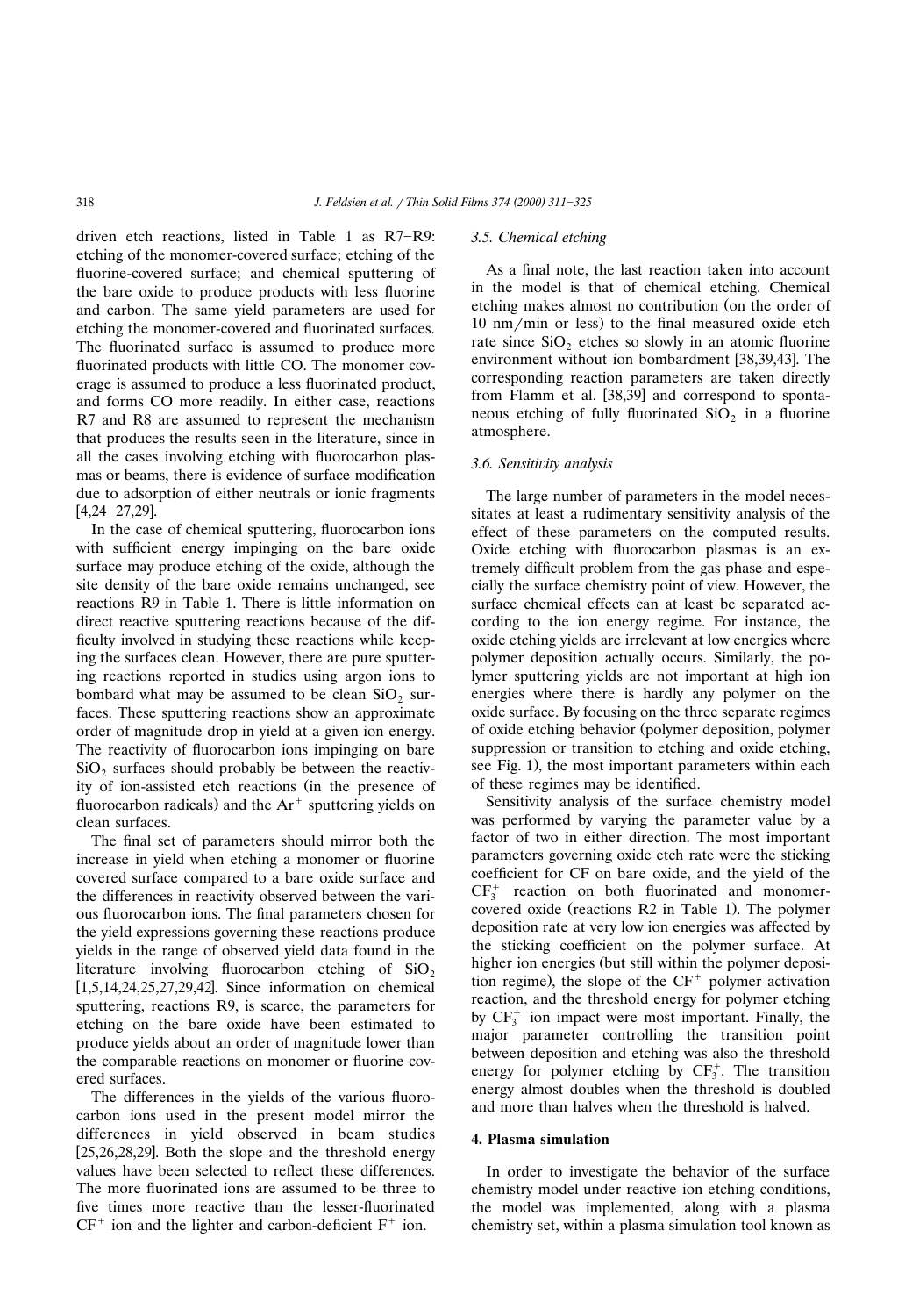driven etch reactions, listed in Table 1 as R7–R9: etching of the monomer-covered surface; etching of the fluorine-covered surface; and chemical sputtering of the bare oxide to produce products with less fluorine and carbon. The same yield parameters are used for etching the monomer-covered and fluorinated surfaces. The fluorinated surface is assumed to produce more fluorinated products with little CO. The monomer coverage is assumed to produce a less fluorinated product, and forms CO more readily. In either case, reactions R7 and R8 are assumed to represent the mechanism that produces the results seen in the literature, since in all the cases involving etching with fluorocarbon plasmas or beams, there is evidence of surface modification due to adsorption of either neutrals or ionic fragments [4,24–27,29].

In the case of chemical sputtering, fluorocarbon ions with sufficient energy impinging on the bare oxide surface may produce etching of the oxide, although the site density of the bare oxide remains unchanged, see reactions R9 in Table 1. There is little information on direct reactive sputtering reactions because of the difficulty involved in studying these reactions while keeping the surfaces clean. However, there are pure sputtering reactions reported in studies using argon ions to bombard what may be assumed to be clean $SiO_2$ surfaces. These sputtering reactions show an approximate order of magnitude drop in yield at a given ion energy. The reactivity of fluorocarbon ions impinging on bare $SiO_2$ surfaces should probably be between the reactivity of ion-assisted etch reactions (in the presence of fluorocarbon radicals) and the $Ar^+$ sputtering yields on clean surfaces.

The final set of parameters should mirror both the increase in yield when etching a monomer or fluorine covered surface compared to a bare oxide surface and the differences in reactivity observed between the various fluorocarbon ions. The final parameters chosen for the yield expressions governing these reactions produce yields in the range of observed yield data found in the literature involving fluorocarbon etching of $SiO_2$ [1,5,14,24,25,27,29,42]. Since information on chemical sputtering, reactions R9, is scarce, the parameters for etching on the bare oxide have been estimated to produce yields about an order of magnitude lower than the comparable reactions on monomer or fluorine covered surfaces.

The differences in the yields of the various fluorocarbon ions used in the present model mirror the differences in yield observed in beam studies [25,26,28,29]. Both the slope and the threshold energy values have been selected to reflect these differences. The more fluorinated ions are assumed to be three to five times more reactive than the lesser-fluorinated $CF^+$ ion and the lighter and carbon-deficient $F^+$ ion.

### 3.5. Chemical etching

As a final note, the last reaction taken into account in the model is that of chemical etching. Chemical etching makes almost no contribution (on the order of 10 nm/min or less) to the final measured oxide etch rate since $SiO_2$ etches so slowly in an atomic fluorine environment without ion bombardment [38,39,43]. The corresponding reaction parameters are taken directly from Flamm et al. [38,39] and correspond to spontaneous etching of fully fluorinated $SiO_2$ in a fluorine atmosphere.

### 3.6. Sensitivity analysis

The large number of parameters in the model necessitates at least a rudimentary sensitivity analysis of the effect of these parameters on the computed results. Oxide etching with fluorocarbon plasmas is an extremely difficult problem from the gas phase and especially the surface chemistry point of view. However, the surface chemical effects can at least be separated according to the ion energy regime. For instance, the oxide etching yields are irrelevant at low energies where polymer deposition actually occurs. Similarly, the polymer sputtering yields are not important at high ion energies where there is hardly any polymer on the oxide surface. By focusing on the three separate regimes of oxide etching behavior (polymer deposition, polymer suppression or transition to etching and oxide etching, see Fig. 1), the most important parameters within each of these regimes may be identified.

Sensitivity analysis of the surface chemistry model was performed by varying the parameter value by a factor of two in either direction. The most important parameters governing oxide etch rate were the sticking coefficient for CF on bare oxide, and the yield of the $CF_3^+$ reaction on both fluorinated and monomer-covered oxide (reactions R2 in Table 1). The polymer deposition rate at very low ion energies was affected by the sticking coefficient on the polymer surface. At higher ion energies (but still within the polymer deposition regime), the slope of the $CF^+$ polymer activation reaction, and the threshold energy for polymer etching by $CF_3^+$ ion impact were most important. Finally, the major parameter controlling the transition point between deposition and etching was also the threshold energy for polymer etching by $CF_3^+$. The transition energy almost doubles when the threshold is doubled and more than halves when the threshold is halved.

## 4. Plasma simulation

In order to investigate the behavior of the surface chemistry model under reactive ion etching conditions, the model was implemented, along with a plasma chemistry set, within a plasma simulation tool known as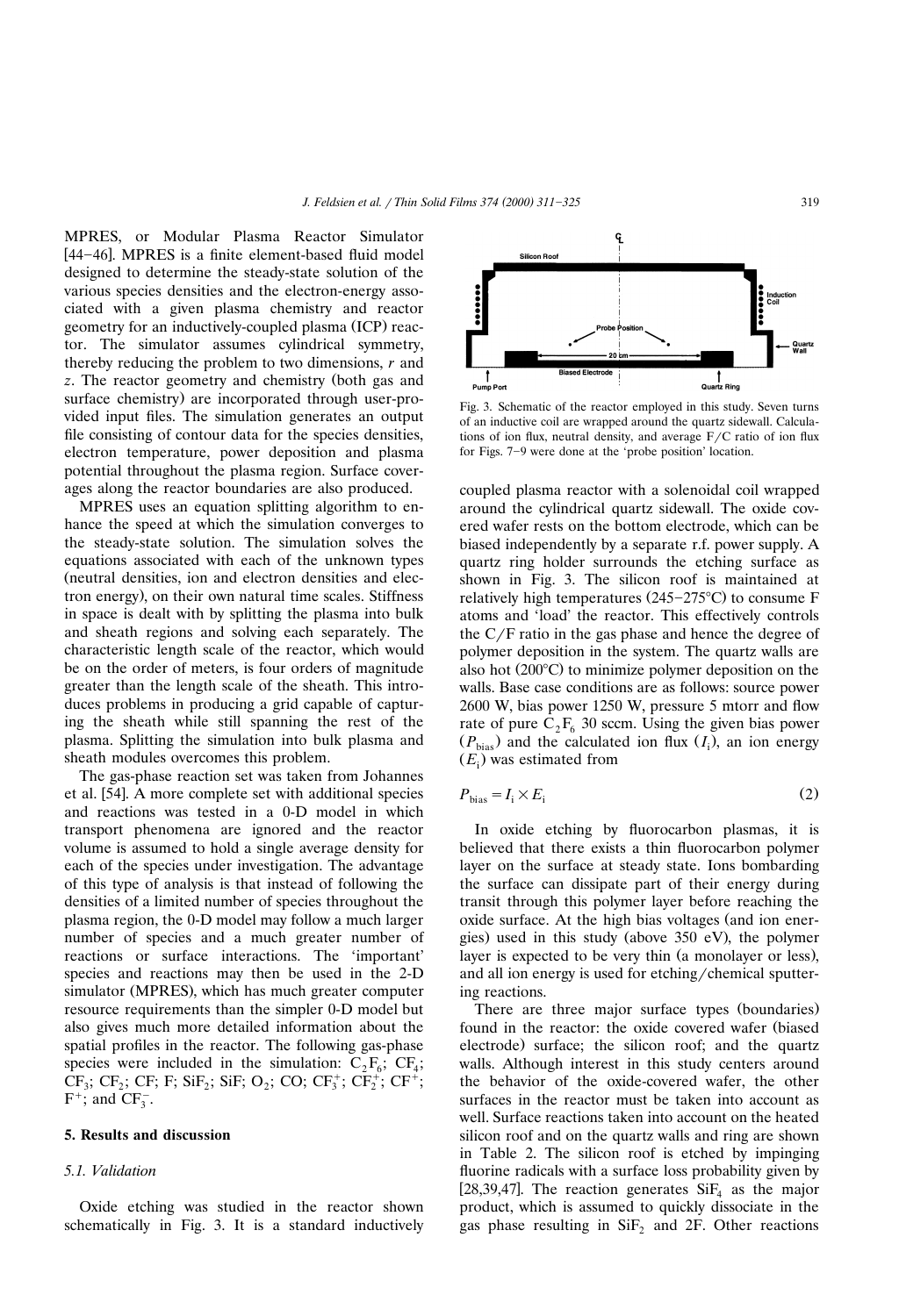MPRES, or Modular Plasma Reactor Simulator [44–46]. MPRES is a finite element-based fluid model designed to determine the steady-state solution of the various species densities and the electron-energy associated with a given plasma chemistry and reactor geometry for an inductively-coupled plasma (ICP) reactor. The simulator assumes cylindrical symmetry, thereby reducing the problem to two dimensions, $r$ and $z$. The reactor geometry and chemistry (both gas and surface chemistry) are incorporated through user-provided input files. The simulation generates an output file consisting of contour data for the species densities, electron temperature, power deposition and plasma potential throughout the plasma region. Surface coverages along the reactor boundaries are also produced.

MPRES uses an equation splitting algorithm to enhance the speed at which the simulation converges to the steady-state solution. The simulation solves the equations associated with each of the unknown types (neutral densities, ion and electron densities and electron energy), on their own natural time scales. Stiffness in space is dealt with by splitting the plasma into bulk and sheath regions and solving each separately. The characteristic length scale of the reactor, which would be on the order of meters, is four orders of magnitude greater than the length scale of the sheath. This introduces problems in producing a grid capable of capturing the sheath while still spanning the rest of the plasma. Splitting the simulation into bulk plasma and sheath modules overcomes this problem.

The gas-phase reaction set was taken from Johannes et al. [54]. A more complete set with additional species and reactions was tested in a 0-D model in which transport phenomena are ignored and the reactor volume is assumed to hold a single average density for each of the species under investigation. The advantage of this type of analysis is that instead of following the densities of a limited number of species throughout the plasma region, the 0-D model may follow a much larger number of species and a much greater number of reactions or surface interactions. The 'important' species and reactions may then be used in the 2-D simulator (MPRES), which has much greater computer resource requirements than the simpler 0-D model but also gives much more detailed information about the spatial profiles in the reactor. The following gas-phase species were included in the simulation: $C_2F_6$; $CF_4$; $CF_3$; $CF_2$; CF; F; $SiF_2$; SiF; $O_2$; CO; $CF_3^+$; $CF_2^+$; $CF^+$; $F^+$; and $CF_3^-$.

## 5. Results and discussion

### 5.1. Validation

Oxide etching was studied in the reactor shown schematically in Fig. 3. It is a standard inductively coupled plasma reactor with a solenoidal coil wrapped around the cylindrical quartz sidewall. The oxide covered wafer rests on the bottom electrode, which can be biased independently by a separate r.f. power supply. A quartz ring holder surrounds the etching surface as shown in Fig. 3. The silicon roof is maintained at relatively high temperatures (245–275°C) to consume F atoms and 'load' the reactor. This effectively controls the C/F ratio in the gas phase and hence the degree of polymer deposition in the system. The quartz walls are also hot (200°C) to minimize polymer deposition on the walls. Base case conditions are as follows: source power 2600 W, bias power 1250 W, pressure 5 mtorr and flow rate of pure $C_2F_6$ 30 sccm. Using the given bias power ($P_{bias}$) and the calculated ion flux ($I_i$), an ion energy ($E_i$) was estimated from

$$P_{bias} = I_i \times E_i \tag{2}$$

Fig. 3. Schematic of the reactor employed in this study. Seven turns of an inductive coil are wrapped around the quartz sidewall. Calculations of ion flux, neutral density, and average F/C ratio of ion flux for Figs. 7–9 were done at the 'probe position' location.

In oxide etching by fluorocarbon plasmas, it is believed that there exists a thin fluorocarbon polymer layer on the surface at steady state. Ions bombarding the surface can dissipate part of their energy during transit through this polymer layer before reaching the oxide surface. At the high bias voltages (and ion energies) used in this study (above 350 eV), the polymer layer is expected to be very thin (a monolayer or less), and all ion energy is used for etching/chemical sputtering reactions.

There are three major surface types (boundaries) found in the reactor: the oxide covered wafer (biased electrode) surface; the silicon roof; and the quartz walls. Although interest in this study centers around the behavior of the oxide-covered wafer, the other surfaces in the reactor must be taken into account as well. Surface reactions taken into account on the heated silicon roof and on the quartz walls and ring are shown in Table 2. The silicon roof is etched by impinging fluorine radicals with a surface loss probability given by [28,39,47]. The reaction generates $SiF_4$ as the major product, which is assumed to quickly dissociate in the gas phase resulting in $SiF_2$ and 2F. Other reactions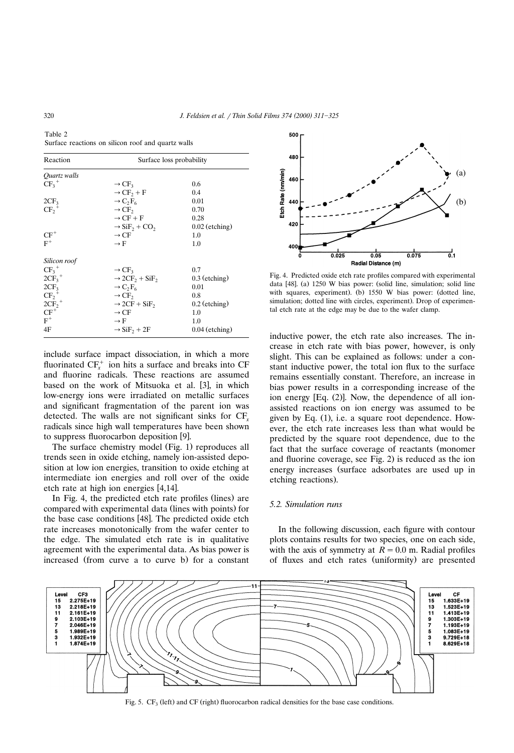Table 2
Surface reactions on silicon roof and quartz walls

| Reaction | Surface loss probability | |
|---|---|---|
| *Quartz walls* | | |
| $CF_3^+$ | $\rightarrow CF_3$ | 0.6 |
| | $\rightarrow CF_2 + F$ | 0.4 |
| $2CF_3$ | $\rightarrow C_2F_6$ | 0.01 |
| $CF_2^+$ | $\rightarrow CF_2$ | 0.70 |
| | $\rightarrow CF + F$ | 0.28 |
| | $\rightarrow SiF_2 + CO_2$ | 0.02 (etching) |
| $CF^+$ | $\rightarrow CF$ | 1.0 |
| $F^+$ | $\rightarrow F$ | 1.0 |
| *Silicon roof* | | |
| $CF_3^+$ | $\rightarrow CF_3$ | 0.7 |
| $2CF_3^+$ | $\rightarrow 2CF_2 + SiF_2$ | 0.3 (etching) |
| $2CF_3$ | $\rightarrow C_2F_6$ | 0.01 |
| $CF_2^+$ | $\rightarrow CF_2$ | 0.8 |
| $2CF_2^+$ | $\rightarrow 2CF + SiF_2$ | 0.2 (etching) |
| $CF^+$ | $\rightarrow CF$ | 1.0 |
| $F^+$ | $\rightarrow F$ | 1.0 |
| 4F | $\rightarrow SiF_2 + 2F$ | 0.04 (etching) |

include surface impact dissociation, in which a more fluorinated $CF_x^+$ ion hits a surface and breaks into CF and fluorine radicals. These reactions are assumed based on the work of Mitsuoka et al. [3], in which low-energy ions were irradiated on metallic surfaces and significant fragmentation of the parent ion was detected. The walls are not significant sinks for $CF_x$ radicals since high wall temperatures have been shown to suppress fluorocarbon deposition [9].

The surface chemistry model (Fig. 1) reproduces all trends seen in oxide etching, namely ion-assisted deposition at low ion energies, transition to oxide etching at intermediate ion energies and roll over of the oxide etch rate at high ion energies [4,14].

In Fig. 4, the predicted etch rate profiles (lines) are compared with experimental data (lines with points) for the base case conditions [48]. The predicted oxide etch rate increases monotonically from the wafer center to the edge. The simulated etch rate is in qualitative agreement with the experimental data. As bias power is increased (from curve a to curve b) for a constant inductive power, the etch rate also increases. The increase in etch rate with bias power, however, is only slight. This can be explained as follows: under a constant inductive power, the total ion flux to the surface remains essentially constant. Therefore, an increase in bias power results in a corresponding increase of the ion energy [Eq. (2)]. Now, the dependence of all ion-assisted reactions on ion energy was assumed to be given by Eq. (1), i.e. a square root dependence. However, the etch rate increases less than what would be predicted by the square root dependence, due to the fact that the surface coverage of reactants (monomer and fluorine coverage, see Fig. 2) is reduced as the ion energy increases (surface adsorbates are used up in etching reactions).

Fig. 4. Predicted oxide etch rate profiles compared with experimental data [48]. (a) 1250 W bias power: (solid line, simulation; solid line with squares, experiment). (b) 1550 W bias power: (dotted line, simulation; dotted line with circles, experiment). Drop of experimental etch rate at the edge may be due to the wafer clamp.

### 5.2. Simulation runs

In the following discussion, each figure with contour plots contains results for two species, one on each side, with the axis of symmetry at $R = 0.0$ m. Radial profiles of fluxes and etch rates (uniformity) are presented

Fig. 5. $CF_3$ (left) and CF (right) fluorocarbon radical densities for the base case conditions.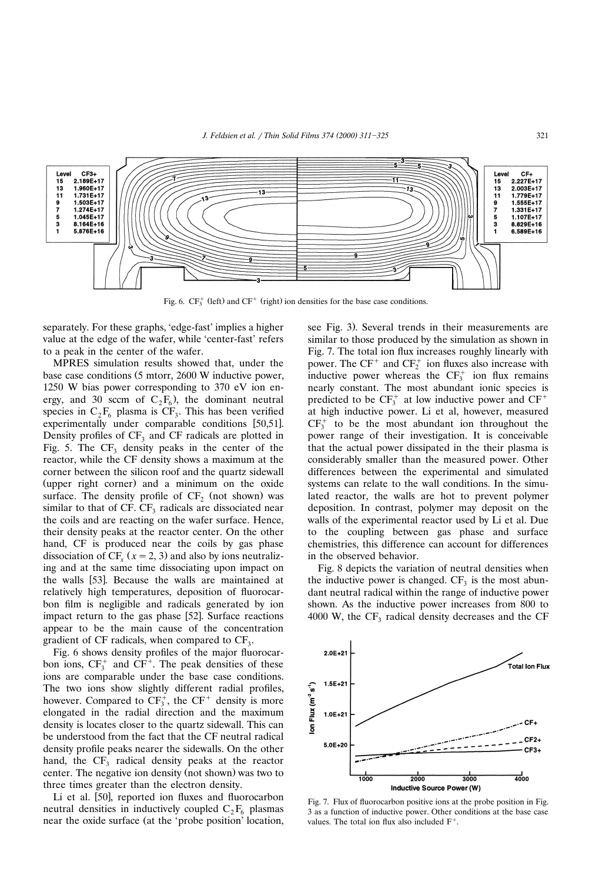Fig. 6. $CF_3^+$ (left) and $CF^+$ (right) ion densities for the base case conditions.

separately. For these graphs, 'edge-fast' implies a higher value at the edge of the wafer, while 'center-fast' refers to a peak in the center of the wafer.

MPRES simulation results showed that, under the base case conditions (5 mtorr, 2600 W inductive power, 1250 W bias power corresponding to 370 eV ion energy, and 30 sccm of $C_2F_6$), the dominant neutral species in $C_2F_6$ plasma is $CF_3$. This has been verified experimentally under comparable conditions [50,51]. Density profiles of $CF_3$ and CF radicals are plotted in Fig. 5. The $CF_3$ density peaks in the center of the reactor, while the CF density shows a maximum at the corner between the silicon roof and the quartz sidewall (upper right corner) and a minimum on the oxide surface. The density profile of $CF_2$ (not shown) was similar to that of CF. $CF_3$ radicals are dissociated near the coils and are reacting on the wafer surface. Hence, their density peaks at the reactor center. On the other hand, CF is produced near the coils by gas phase dissociation of $CF_x$ ($x = 2, 3$) and also by ions neutralizing and at the same time dissociating upon impact on the walls [53]. Because the walls are maintained at relatively high temperatures, deposition of fluorocarbon film is negligible and radicals generated by ion impact return to the gas phase [52]. Surface reactions appear to be the main cause of the concentration gradient of CF radicals, when compared to $CF_3$.

Fig. 6 shows density profiles of the major fluorocarbon ions, $CF_3^+$ and $CF^+$. The peak densities of these ions are comparable under the base case conditions. The two ions show slightly different radial profiles, however. Compared to $CF_3^+$, the $CF^+$ density is more elongated in the radial direction and the maximum density is locates closer to the quartz sidewall. This can be understood from the fact that the CF neutral radical density profile peaks nearer the sidewalls. On the other hand, the $CF_3$ radical density peaks at the reactor center. The negative ion density (not shown) was two to three times greater than the electron density.

Li et al. [50], reported ion fluxes and fluorocarbon neutral densities in inductively coupled $C_2F_6$ plasmas near the oxide surface (at the 'probe position' location, see Fig. 3). Several trends in their measurements are similar to those produced by the simulation as shown in Fig. 7. The total ion flux increases roughly linearly with power. The $CF^+$ and $CF_2^+$ ion fluxes also increase with inductive power whereas the $CF_3^+$ ion flux remains nearly constant. The most abundant ionic species is predicted to be $CF_3^+$ at low inductive power and $CF^+$ at high inductive power. Li et al, however, measured $CF_3^+$ to be the most abundant ion throughout the power range of their investigation. It is conceivable that the actual power dissipated in the their plasma is considerably smaller than the measured power. Other differences between the experimental and simulated systems can relate to the wall conditions. In the simulated reactor, the walls are hot to prevent polymer deposition. In contrast, polymer may deposit on the walls of the experimental reactor used by Li et al. Due to the coupling between gas phase and surface chemistries, this difference can account for differences in the observed behavior.

Fig. 8 depicts the variation of neutral densities when the inductive power is changed. $CF_3$ is the most abundant neutral radical within the range of inductive power shown. As the inductive power increases from 800 to 4000 W, the $CF_3$ radical density decreases and the CF

Fig. 7. Flux of fluorocarbon positive ions at the probe position in Fig. 3 as a function of inductive power. Other conditions at the base case values. The total ion flux also included $F^+$.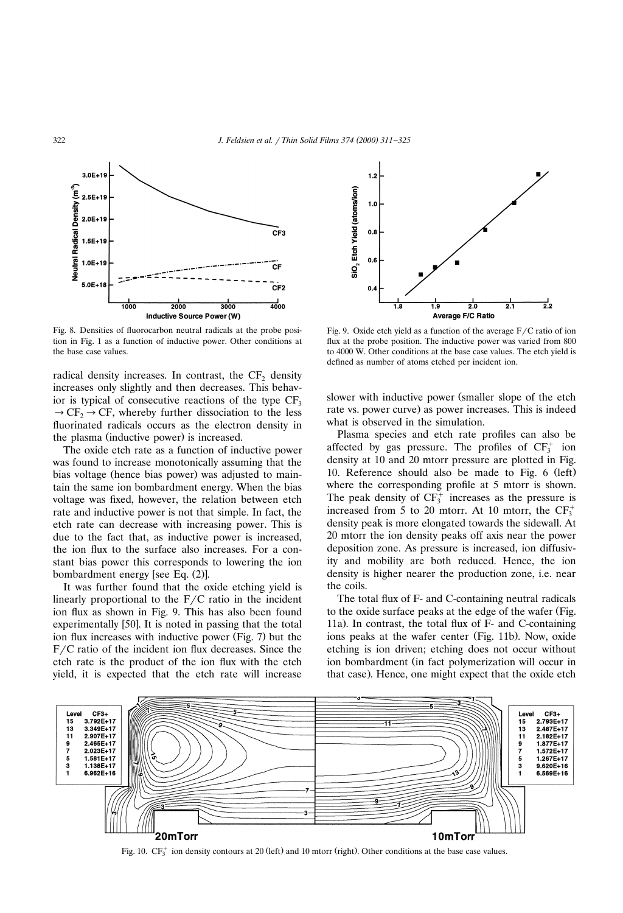Fig. 8. Densities of fluorocarbon neutral radicals at the probe position in Fig. 1 as a function of inductive power. Other conditions at the base case values.

Fig. 9. Oxide etch yield as a function of the average F/C ratio of ion flux at the probe position. The inductive power was varied from 800 to 4000 W. Other conditions at the base case values. The etch yield is defined as number of atoms etched per incident ion.

radical density increases. In contrast, the $CF_2$ density increases only slightly and then decreases. This behavior is typical of consecutive reactions of the type $CF_3 \rightarrow CF_2 \rightarrow CF$, whereby further dissociation to the less fluorinated radicals occurs as the electron density in the plasma (inductive power) is increased.

The oxide etch rate as a function of inductive power was found to increase monotonically assuming that the bias voltage (hence bias power) was adjusted to maintain the same ion bombardment energy. When the bias voltage was fixed, however, the relation between etch rate and inductive power is not that simple. In fact, the etch rate can decrease with increasing power. This is due to the fact that, as inductive power is increased, the ion flux to the surface also increases. For a constant bias power this corresponds to lowering the ion bombardment energy [see Eq. (2)].

It was further found that the oxide etching yield is linearly proportional to the F/C ratio in the incident ion flux as shown in Fig. 9. This has also been found experimentally [50]. It is noted in passing that the total ion flux increases with inductive power (Fig. 7) but the F/C ratio of the incident ion flux decreases. Since the etch rate is the product of the ion flux with the etch yield, it is expected that the etch rate will increase slower with inductive power (smaller slope of the etch rate vs. power curve) as power increases. This is indeed what is observed in the simulation.

Plasma species and etch rate profiles can also be affected by gas pressure. The profiles of $CF_3^+$ ion density at 10 and 20 mtorr pressure are plotted in Fig. 10. Reference should also be made to Fig. 6 (left) where the corresponding profile at 5 mtorr is shown. The peak density of $CF_3^+$ increases as the pressure is increased from 5 to 20 mtorr. At 10 mtorr, the $CF_3^+$ density peak is more elongated towards the sidewall. At 20 mtorr the ion density peaks off axis near the power deposition zone. As pressure is increased, ion diffusivity and mobility are both reduced. Hence, the ion density is higher nearer the production zone, i.e. near the coils.

The total flux of F- and C-containing neutral radicals to the oxide surface peaks at the edge of the wafer (Fig. 11a). In contrast, the total flux of F- and C-containing ions peaks at the wafer center (Fig. 11b). Now, oxide etching is ion driven; etching does not occur without ion bombardment (in fact polymerization will occur in that case). Hence, one might expect that the oxide etch

Fig. 10. $CF_3^+$ ion density contours at 20 (left) and 10 mtorr (right). Other conditions at the base case values.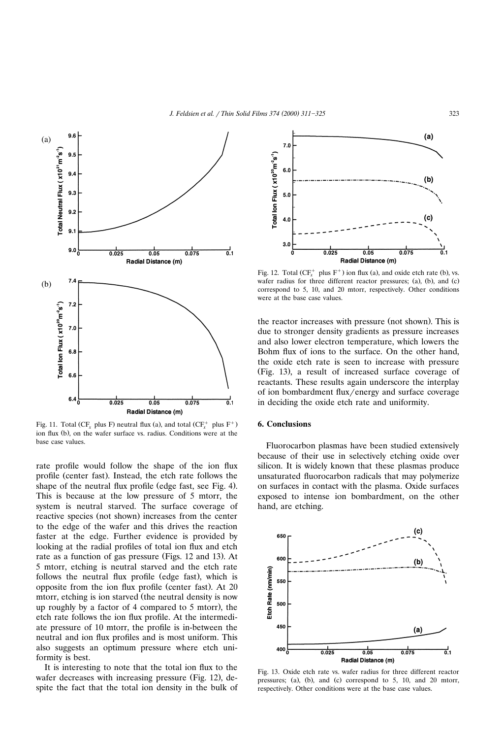Fig. 11. Total ($CF_x$ plus F) neutral flux (a), and total ($CF_x^+$ plus $F^+$) ion flux (b), on the wafer surface vs. radius. Conditions were at the base case values.

rate profile would follow the shape of the ion flux profile (center fast). Instead, the etch rate follows the shape of the neutral flux profile (edge fast, see Fig. 4). This is because at the low pressure of 5 mtorr, the system is neutral starved. The surface coverage of reactive species (not shown) increases from the center to the edge of the wafer and this drives the reaction faster at the edge. Further evidence is provided by looking at the radial profiles of total ion flux and etch rate as a function of gas pressure (Figs. 12 and 13). At 5 mtorr, etching is neutral starved and the etch rate follows the neutral flux profile (edge fast), which is opposite from the ion flux profile (center fast). At 20 mtorr, etching is ion starved (the neutral density is now up roughly by a factor of 4 compared to 5 mtorr), the etch rate follows the ion flux profile. At the intermediate pressure of 10 mtorr, the profile is in-between the neutral and ion flux profiles and is most uniform. This also suggests an optimum pressure where etch uniformity is best.

It is interesting to note that the total ion flux to the wafer decreases with increasing pressure (Fig. 12), despite the fact that the total ion density in the bulk of the reactor increases with pressure (not shown). This is due to stronger density gradients as pressure increases and also lower electron temperature, which lowers the Bohm flux of ions to the surface. On the other hand, the oxide etch rate is seen to increase with pressure (Fig. 13), a result of increased surface coverage of reactants. These results again underscore the interplay of ion bombardment flux/energy and surface coverage in deciding the oxide etch rate and uniformity.

Fig. 12. Total ($CF_x^+$ plus $F^+$) ion flux (a), and oxide etch rate (b), vs. wafer radius for three different reactor pressures; (a), (b), and (c) correspond to 5, 10, and 20 mtorr, respectively. Other conditions were at the base case values.

## 6. Conclusions

Fluorocarbon plasmas have been studied extensively because of their use in selectively etching oxide over silicon. It is widely known that these plasmas produce unsaturated fluorocarbon radicals that may polymerize on surfaces in contact with the plasma. Oxide surfaces exposed to intense ion bombardment, on the other hand, are etching.

Fig. 13. Oxide etch rate vs. wafer radius for three different reactor pressures; (a), (b), and (c) correspond to 5, 10, and 20 mtorr, respectively. Other conditions were at the base case values.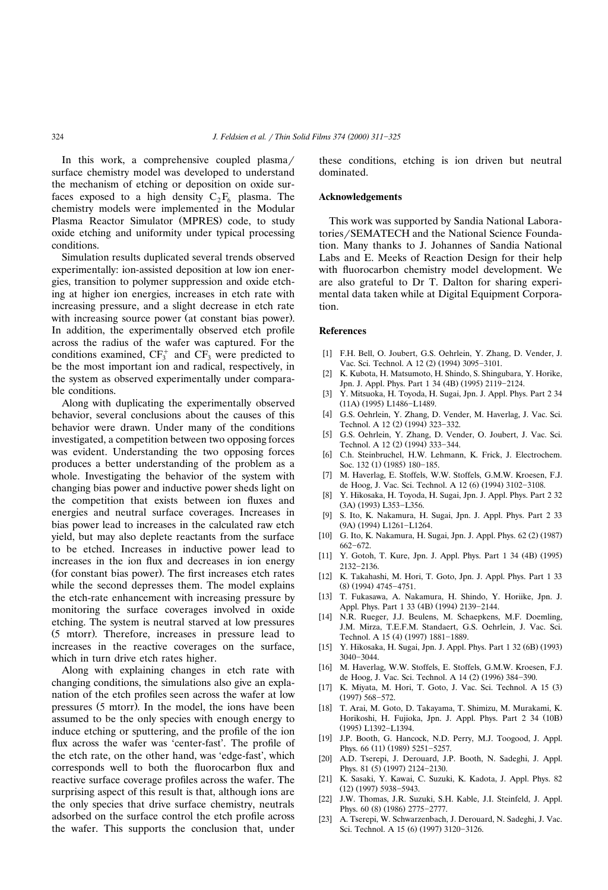In this work, a comprehensive coupled plasma/surface chemistry model was developed to understand the mechanism of etching or deposition on oxide surfaces exposed to a high density $C_2F_6$ plasma. The chemistry models were implemented in the Modular Plasma Reactor Simulator (MPRES) code, to study oxide etching and uniformity under typical processing conditions.

Simulation results duplicated several trends observed experimentally: ion-assisted deposition at low ion energies, transition to polymer suppression and oxide etching at higher ion energies, increases in etch rate with increasing pressure, and a slight decrease in etch rate with increasing source power (at constant bias power). In addition, the experimentally observed etch profile across the radius of the wafer was captured. For the conditions examined, $CF_3^+$ and $CF_3$ were predicted to be the most important ion and radical, respectively, in the system as observed experimentally under comparable conditions.

Along with duplicating the experimentally observed behavior, several conclusions about the causes of this behavior were drawn. Under many of the conditions investigated, a competition between two opposing forces was evident. Understanding the two opposing forces produces a better understanding of the problem as a whole. Investigating the behavior of the system with changing bias power and inductive power sheds light on the competition that exists between ion fluxes and energies and neutral surface coverages. Increases in bias power lead to increases in the calculated raw etch yield, but may also deplete reactants from the surface to be etched. Increases in inductive power lead to increases in the ion flux and decreases in ion energy (for constant bias power). The first increases etch rates while the second depresses them. The model explains the etch-rate enhancement with increasing pressure by monitoring the surface coverages involved in oxide etching. The system is neutral starved at low pressures (5 mtorr). Therefore, increases in pressure lead to increases in the reactive coverages on the surface, which in turn drive etch rates higher.

Along with explaining changes in etch rate with changing conditions, the simulations also give an explanation of the etch profiles seen across the wafer at low pressures (5 mtorr). In the model, the ions have been assumed to be the only species with enough energy to induce etching or sputtering, and the profile of the ion flux across the wafer was 'center-fast'. The profile of the etch rate, on the other hand, was 'edge-fast', which corresponds well to both the fluorocarbon flux and reactive surface coverage profiles across the wafer. The surprising aspect of this result is that, although ions are the only species that drive surface chemistry, neutrals adsorbed on the surface control the etch profile across the wafer. This supports the conclusion that, under these conditions, etching is ion driven but neutral dominated.

## Acknowledgements

This work was supported by Sandia National Laboratories/SEMATECH and the National Science Foundation. Many thanks to J. Johannes of Sandia National Labs and E. Meeks of Reaction Design for their help with fluorocarbon chemistry model development. We are also grateful to Dr T. Dalton for sharing experimental data taken while at Digital Equipment Corporation.

## References

[1] F.H. Bell, O. Joubert, G.S. Oehrlein, Y. Zhang, D. Vender, J. Vac. Sci. Technol. A 12 (2) (1994) 3095–3101.

[2] K. Kubota, H. Matsumoto, H. Shindo, S. Shingubara, Y. Horike, Jpn. J. Appl. Phys. Part 1 34 (4B) (1995) 2119–2124.

[3] Y. Mitsuoka, H. Toyoda, H. Sugai, Jpn. J. Appl. Phys. Part 2 34 (11A) (1995) L1486–L1489.

[4] G.S. Oehrlein, Y. Zhang, D. Vender, M. Haverlag, J. Vac. Sci. Technol. A 12 (2) (1994) 323–332.

[5] G.S. Oehrlein, Y. Zhang, D. Vender, O. Joubert, J. Vac. Sci. Technol. A 12 (2) (1994) 333–344.

[6] C.h. Steinbruchel, H.W. Lehmann, K. Frick, J. Electrochem. Soc. 132 (1) (1985) 180–185.

[7] M. Haverlag, E. Stoffels, W.W. Stoffels, G.M.W. Kroesen, F.J. de Hoog, J. Vac. Sci. Technol. A 12 (6) (1994) 3102–3108.

[8] Y. Hikosaka, H. Toyoda, H. Sugai, Jpn. J. Appl. Phys. Part 2 32 (3A) (1993) L353–L356.

[9] S. Ito, K. Nakamura, H. Sugai, Jpn. J. Appl. Phys. Part 2 33 (9A) (1994) L1261–L1264.

[10] G. Ito, K. Nakamura, H. Sugai, Jpn. J. Appl. Phys. 62 (2) (1987) 662–672.

[11] Y. Gotoh, T. Kure, Jpn. J. Appl. Phys. Part 1 34 (4B) (1995) 2132–2136.

[12] K. Takahashi, M. Hori, T. Goto, Jpn. J. Appl. Phys. Part 1 33 (8) (1994) 4745–4751.

[13] T. Fukasawa, A. Nakamura, H. Shindo, Y. Horiike, Jpn. J. Appl. Phys. Part 1 33 (4B) (1994) 2139–2144.

[14] N.R. Rueger, J.J. Beulens, M. Schaepkens, M.F. Doemling, J.M. Mirza, T.E.F.M. Standaert, G.S. Oehrlein, J. Vac. Sci. Technol. A 15 (4) (1997) 1881–1889.

[15] Y. Hikosaka, H. Sugai, Jpn. J. Appl. Phys. Part 1 32 (6B) (1993) 3040–3044.

[16] M. Haverlag, W.W. Stoffels, E. Stoffels, G.M.W. Kroesen, F.J. de Hoog, J. Vac. Sci. Technol. A 14 (2) (1996) 384–390.

[17] K. Miyata, M. Hori, T. Goto, J. Vac. Sci. Technol. A 15 (3) (1997) 568–572.

[18] T. Arai, M. Goto, D. Takayama, T. Shimizu, M. Murakami, K. Horikoshi, H. Fujioka, Jpn. J. Appl. Phys. Part 2 34 (10B) (1995) L1392–L1394.

[19] J.P. Booth, G. Hancock, N.D. Perry, M.J. Toogood, J. Appl. Phys. 66 (11) (1989) 5251–5257.

[20] A.D. Tserepi, J. Derouard, J.P. Booth, N. Sadeghi, J. Appl. Phys. 81 (5) (1997) 2124–2130.

[21] K. Sasaki, Y. Kawai, C. Suzuki, K. Kadota, J. Appl. Phys. 82 (12) (1997) 5938–5943.

[22] J.W. Thomas, J.R. Suzuki, S.H. Kable, J.I. Steinfeld, J. Appl. Phys. 60 (8) (1986) 2775–2777.

[23] A. Tserepi, W. Schwarzenbach, J. Derouard, N. Sadeghi, J. Vac. Sci. Technol. A 15 (6) (1997) 3120–3126.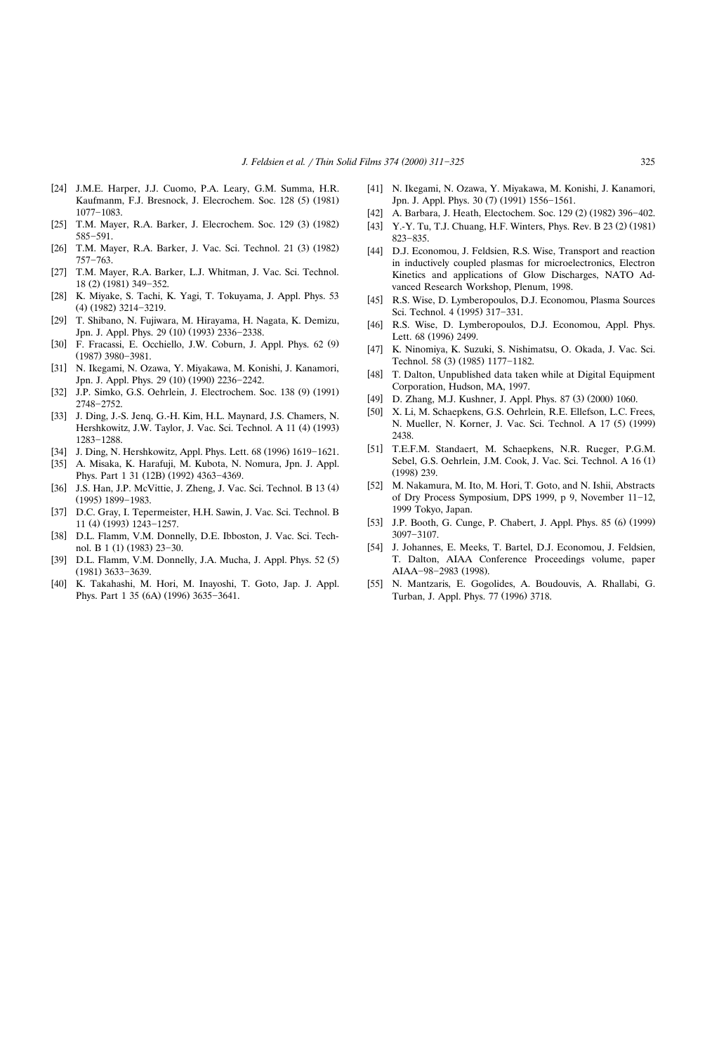[24] J.M.E. Harper, J.J. Cuomo, P.A. Leary, G.M. Summa, H.R. Kaufmanm, F.J. Bresnock, J. Elecrochem. Soc. 128 (5) (1981) 1077–1083.

[25] T.M. Mayer, R.A. Barker, J. Elecrochem. Soc. 129 (3) (1982) 585–591.

[26] T.M. Mayer, R.A. Barker, J. Vac. Sci. Technol. 21 (3) (1982) 757–763.

[27] T.M. Mayer, R.A. Barker, L.J. Whitman, J. Vac. Sci. Technol. 18 (2) (1981) 349–352.

[28] K. Miyake, S. Tachi, K. Yagi, T. Tokuyama, J. Appl. Phys. 53 (4) (1982) 3214–3219.

[29] T. Shibano, N. Fujiwara, M. Hirayama, H. Nagata, K. Demizu, Jpn. J. Appl. Phys. 29 (10) (1993) 2336–2338.

[30] F. Fracassi, E. Occhiello, J.W. Coburn, J. Appl. Phys. 62 (9) (1987) 3980–3981.

[31] N. Ikegami, N. Ozawa, Y. Miyakawa, M. Konishi, J. Kanamori, Jpn. J. Appl. Phys. 29 (10) (1990) 2236–2242.

[32] J.P. Simko, G.S. Oehrlein, J. Electrochem. Soc. 138 (9) (1991) 2748–2752.

[33] J. Ding, J.-S. Jenq, G.-H. Kim, H.L. Maynard, J.S. Chamers, N. Hershkowitz, J.W. Taylor, J. Vac. Sci. Technol. A 11 (4) (1993) 1283–1288.

[34] J. Ding, N. Hershkowitz, Appl. Phys. Lett. 68 (1996) 1619–1621.

[35] A. Misaka, K. Harafuji, M. Kubota, N. Nomura, Jpn. J. Appl. Phys. Part 1 31 (12B) (1992) 4363–4369.

[36] J.S. Han, J.P. McVittie, J. Zheng, J. Vac. Sci. Technol. B 13 (4) (1995) 1899–1983.

[37] D.C. Gray, I. Tepermeister, H.H. Sawin, J. Vac. Sci. Technol. B 11 (4) (1993) 1243–1257.

[38] D.L. Flamm, V.M. Donnelly, D.E. Ibboston, J. Vac. Sci. Technol. B 1 (1) (1983) 23–30.

[39] D.L. Flamm, V.M. Donnelly, J.A. Mucha, J. Appl. Phys. 52 (5) (1981) 3633–3639.

[40] K. Takahashi, M. Hori, M. Inayoshi, T. Goto, Jap. J. Appl. Phys. Part 1 35 (6A) (1996) 3635–3641.

[41] N. Ikegami, N. Ozawa, Y. Miyakawa, M. Konishi, J. Kanamori, Jpn. J. Appl. Phys. 30 (7) (1991) 1556–1561.

[42] A. Barbara, J. Heath, Electochem. Soc. 129 (2) (1982) 396–402.

[43] Y.-Y. Tu, T.J. Chuang, H.F. Winters, Phys. Rev. B 23 (2) (1981) 823–835.

[44] D.J. Economou, J. Feldsien, R.S. Wise, Transport and reaction in inductively coupled plasmas for microelectronics, Electron Kinetics and applications of Glow Discharges, NATO Advanced Research Workshop, Plenum, 1998.

[45] R.S. Wise, D. Lymberopoulos, D.J. Economou, Plasma Sources Sci. Technol. 4 (1995) 317–331.

[46] R.S. Wise, D. Lymberopoulos, D.J. Economou, Appl. Phys. Lett. 68 (1996) 2499.

[47] K. Ninomiya, K. Suzuki, S. Nishimatsu, O. Okada, J. Vac. Sci. Technol. 58 (3) (1985) 1177–1182.

[48] T. Dalton, Unpublished data taken while at Digital Equipment Corporation, Hudson, MA, 1997.

[49] D. Zhang, M.J. Kushner, J. Appl. Phys. 87 (3) (2000) 1060.

[50] X. Li, M. Schaepkens, G.S. Oehrlein, R.E. Ellefson, L.C. Frees, N. Mueller, N. Korner, J. Vac. Sci. Technol. A 17 (5) (1999) 2438.

[51] T.E.F.M. Standaert, M. Schaepkens, N.R. Rueger, P.G.M. Sebel, G.S. Oehrlein, J.M. Cook, J. Vac. Sci. Technol. A 16 (1) (1998) 239.

[52] M. Nakamura, M. Ito, M. Hori, T. Goto, and N. Ishii, Abstracts of Dry Process Symposium, DPS 1999, p 9, November 11–12, 1999 Tokyo, Japan.

[53] J.P. Booth, G. Cunge, P. Chabert, J. Appl. Phys. 85 (6) (1999) 3097–3107.

[54] J. Johannes, E. Meeks, T. Bartel, D.J. Economou, J. Feldsien, T. Dalton, AIAA Conference Proceedings volume, paper AIAA–98–2983 (1998).

[55] N. Mantzaris, E. Gogolides, A. Boudouvis, A. Rhallabi, G. Turban, J. Appl. Phys. 77 (1996) 3718.